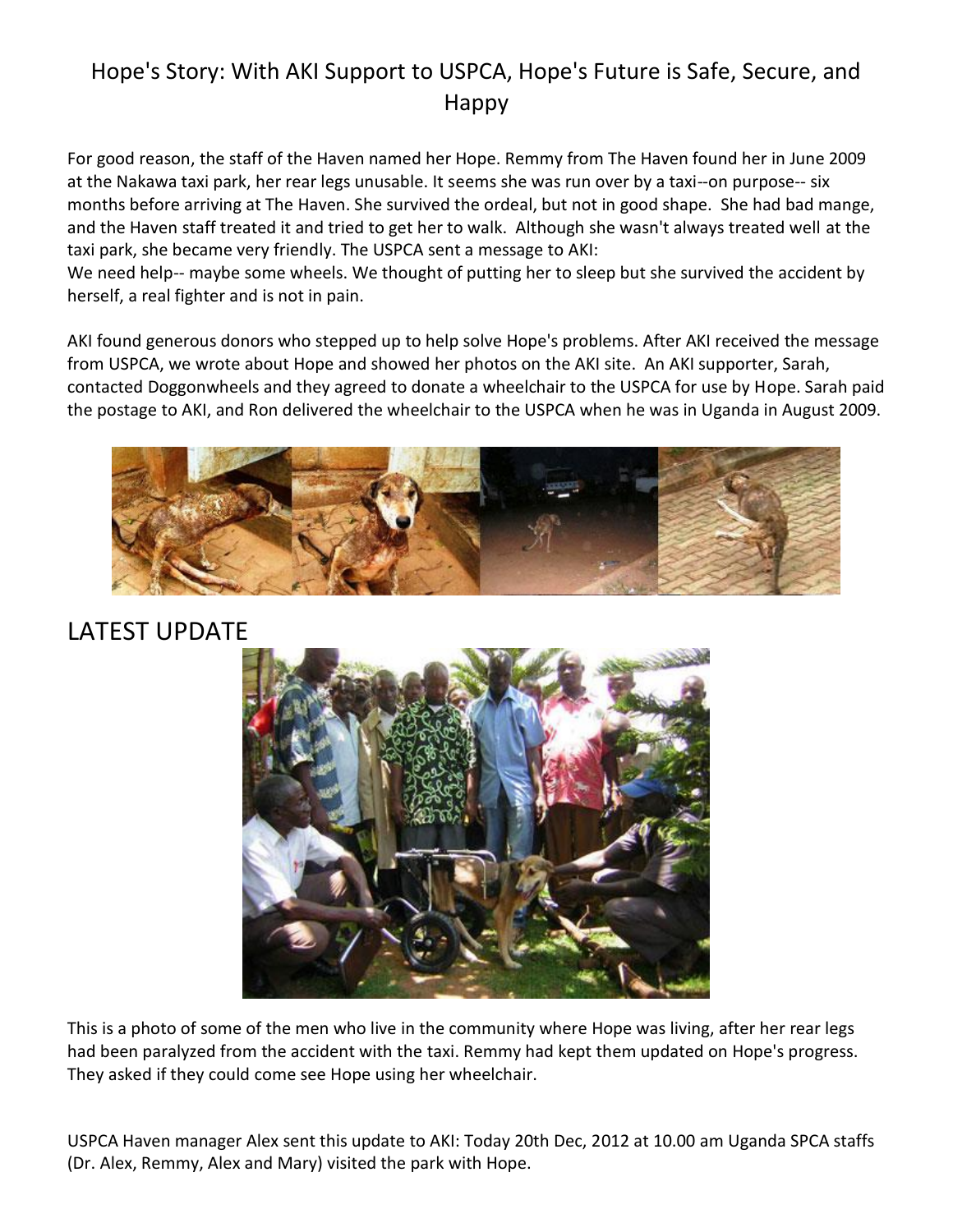# Hope's Story: With AKI Support to USPCA, Hope's Future is Safe, Secure, and Happy

For good reason, the staff of the Haven named her Hope. Remmy from The Haven found her in June 2009 at the Nakawa taxi park, her rear legs unusable. It seems she was run over by a taxi--on purpose-- six months before arriving at The Haven. She survived the ordeal, but not in good shape. She had bad mange, and the Haven staff treated it and tried to get her to walk. Although she wasn't always treated well at the taxi park, she became very friendly. The USPCA sent a message to AKI:

We need help-- maybe some wheels. We thought of putting her to sleep but she survived the accident by herself, a real fighter and is not in pain.

AKI found generous donors who stepped up to help solve Hope's problems. After AKI received the message from USPCA, we wrote about Hope and showed her photos on the AKI site. An AKI supporter, Sarah, contacted Doggonwheels and they agreed to donate a wheelchair to the USPCA for use by Hope. Sarah paid the postage to AKI, and Ron delivered the wheelchair to the USPCA when he was in Uganda in August 2009.

## LATEST UPDATE

This is a photo of some of the men who live in the community where Hope was living, after her rear legs had been paralyzed from the accident with the taxi. Remmy had kept them updated on Hope's progress. They asked if they could come see Hope using her wheelchair.

USPCA Haven manager Alex sent this update to AKI: Today 20th Dec, 2012 at 10.00 am Uganda SPCA staffs (Dr. Alex, Remmy, Alex and Mary) visited the park with Hope.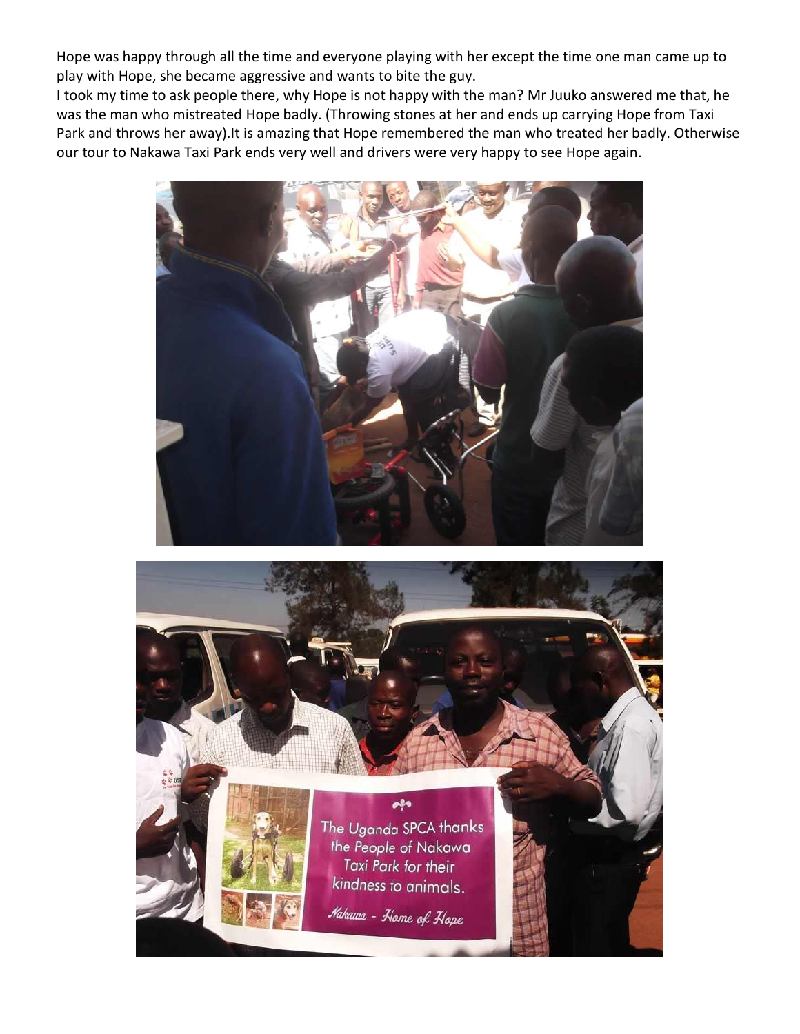Hope was happy through all the time and everyone playing with her except the time one man came up to play with Hope, she became aggressive and wants to bite the guy.

I took my time to ask people there, why Hope is not happy with the man? Mr Juuko answered me that, he was the man who mistreated Hope badly. (Throwing stones at her and ends up carrying Hope from Taxi Park and throws her away).It is amazing that Hope remembered the man who treated her badly. Otherwise our tour to Nakawa Taxi Park ends very well and drivers were very happy to see Hope again.